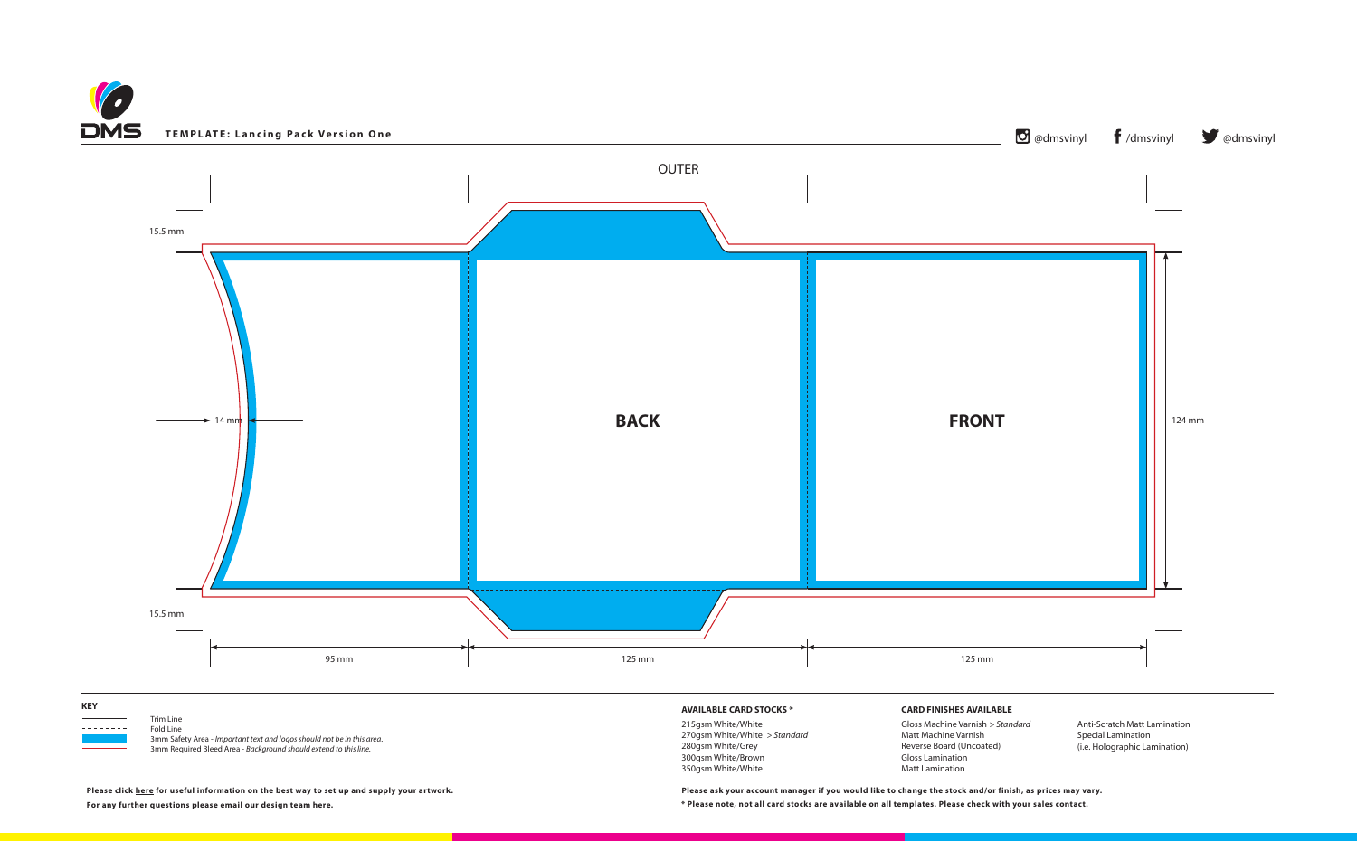**TEMPLATE: Lancing Pack Version One**

@dmsvinyl /dmsvinyl @dmsvinyl

OUTER

15.5 mm

14 mm

**BACK**

**FRONT**

124 mm

15.5 mm

95 mm

125 mm

125 mm

**KEY**

Trim Line

Fold Line

3mm Safety Area - *Important text and logos should not be in this area.*

3mm Required Bleed Area - *Background should extend to this line.*

**Please click here for useful information on the best way to set up and supply your artwork.**

**For any further questions please email our design team here.**

**AVAILABLE CARD STOCKS ***

215gsm White/White
270gsm White/White > *Standard*
280gsm White/Grey
300gsm White/Brown
350gsm White/White

**CARD FINISHES AVAILABLE**

Gloss Machine Varnish > *Standard*
Matt Machine Varnish
Reverse Board (Uncoated)
Gloss Lamination
Matt Lamination

Anti-Scratch Matt Lamination
Special Lamination
(i.e. Holographic Lamination)

**Please ask your account manager if you would like to change the stock and/or finish, as prices may vary.**

*** Please note, not all card stocks are available on all templates. Please check with your sales contact.**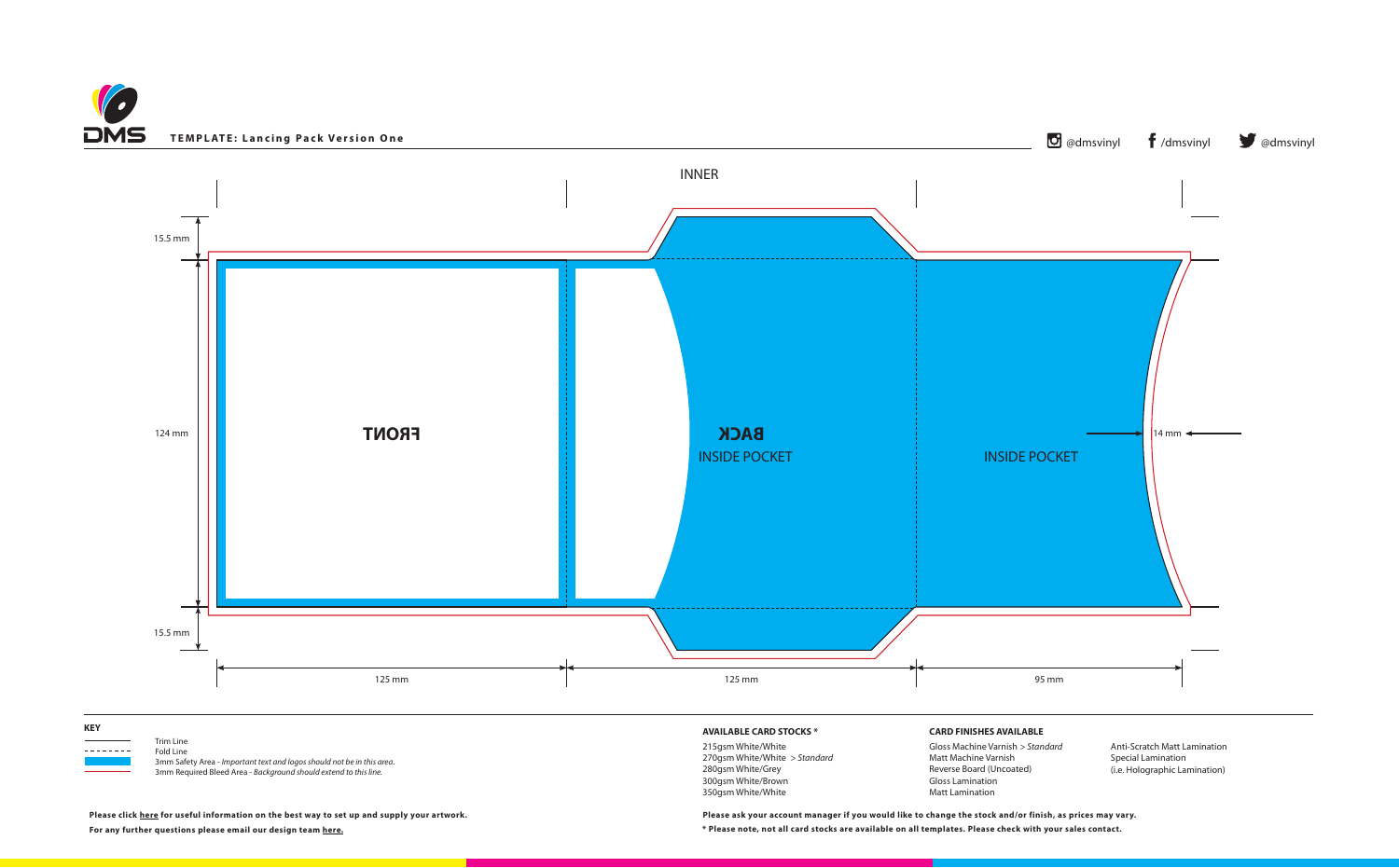**TEMPLATE: Lancing Pack Version One**

@dmsvinyl /dmsvinyl @dmsvinyl

INNER

15.5 mm

124 mm

15.5 mm

FRONT

BACK

INSIDE POCKET

INSIDE POCKET

14 mm

125 mm

125 mm

95 mm

**KEY**

Trim Line
Fold Line
3mm Safety Area - *Important text and logos should not be in this area.*
3mm Required Bleed Area - *Background should extend to this line.*

**Please click here for useful information on the best way to set up and supply your artwork.**

**For any further questions please email our design team here.**

**AVAILABLE CARD STOCKS ***

215gsm White/White
270gsm White/White > *Standard*
280gsm White/Grey
300gsm White/Brown
350gsm White/White

**CARD FINISHES AVAILABLE**

Gloss Machine Varnish > *Standard*
Matt Machine Varnish
Reverse Board (Uncoated)
Gloss Lamination
Matt Lamination
Anti-Scratch Matt Lamination
Special Lamination
(i.e. Holographic Lamination)

**Please ask your account manager if you would like to change the stock and/or finish, as prices may vary.**

*** Please note, not all card stocks are available on all templates. Please check with your sales contact.**